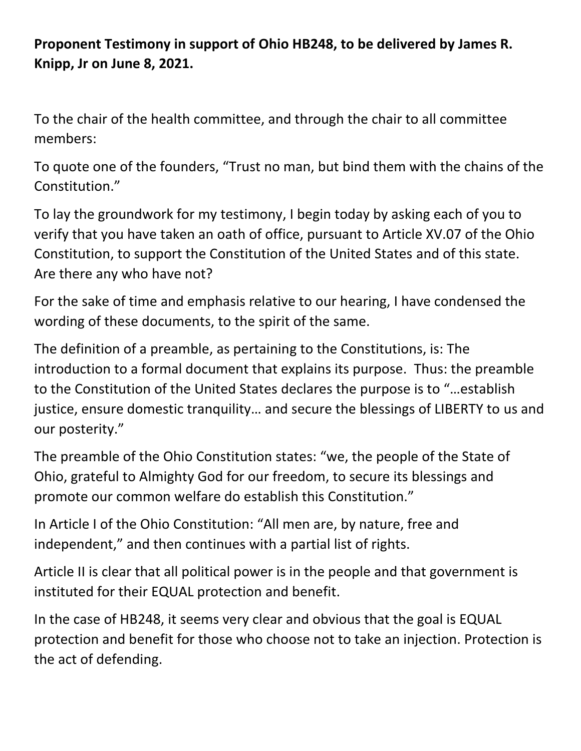**Proponent Testimony in support of Ohio HB248, to be delivered by James R. Knipp, Jr on June 8, 2021.**

To the chair of the health committee, and through the chair to all committee members:

To quote one of the founders, "Trust no man, but bind them with the chains of the Constitution."

To lay the groundwork for my testimony, I begin today by asking each of you to verify that you have taken an oath of office, pursuant to Article XV.07 of the Ohio Constitution, to support the Constitution of the United States and of this state. Are there any who have not?

For the sake of time and emphasis relative to our hearing, I have condensed the wording of these documents, to the spirit of the same.

The definition of a preamble, as pertaining to the Constitutions, is: The introduction to a formal document that explains its purpose. Thus: the preamble to the Constitution of the United States declares the purpose is to "…establish justice, ensure domestic tranquility… and secure the blessings of LIBERTY to us and our posterity."

The preamble of the Ohio Constitution states: "we, the people of the State of Ohio, grateful to Almighty God for our freedom, to secure its blessings and promote our common welfare do establish this Constitution."

In Article I of the Ohio Constitution: "All men are, by nature, free and independent," and then continues with a partial list of rights.

Article II is clear that all political power is in the people and that government is instituted for their EQUAL protection and benefit.

In the case of HB248, it seems very clear and obvious that the goal is EQUAL protection and benefit for those who choose not to take an injection. Protection is the act of defending.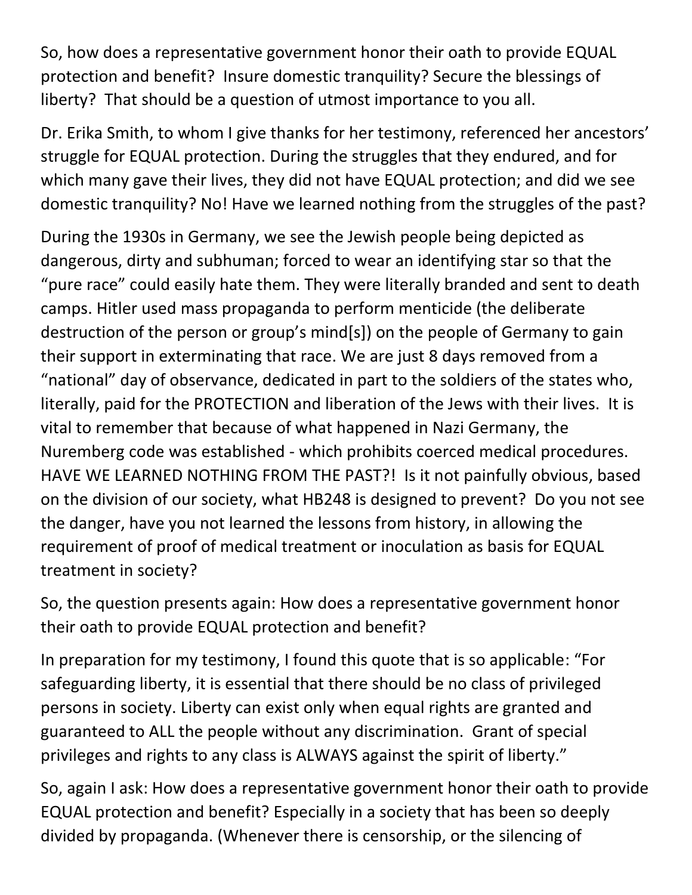So, how does a representative government honor their oath to provide EQUAL protection and benefit? Insure domestic tranquility? Secure the blessings of liberty? That should be a question of utmost importance to you all.

Dr. Erika Smith, to whom I give thanks for her testimony, referenced her ancestors' struggle for EQUAL protection. During the struggles that they endured, and for which many gave their lives, they did not have EQUAL protection; and did we see domestic tranquility? No! Have we learned nothing from the struggles of the past?

During the 1930s in Germany, we see the Jewish people being depicted as dangerous, dirty and subhuman; forced to wear an identifying star so that the "pure race" could easily hate them. They were literally branded and sent to death camps. Hitler used mass propaganda to perform menticide (the deliberate destruction of the person or group's mind[s]) on the people of Germany to gain their support in exterminating that race. We are just 8 days removed from a "national" day of observance, dedicated in part to the soldiers of the states who, literally, paid for the PROTECTION and liberation of the Jews with their lives. It is vital to remember that because of what happened in Nazi Germany, the Nuremberg code was established - which prohibits coerced medical procedures. HAVE WE LEARNED NOTHING FROM THE PAST?! Is it not painfully obvious, based on the division of our society, what HB248 is designed to prevent? Do you not see the danger, have you not learned the lessons from history, in allowing the requirement of proof of medical treatment or inoculation as basis for EQUAL treatment in society?

So, the question presents again: How does a representative government honor their oath to provide EQUAL protection and benefit?

In preparation for my testimony, I found this quote that is so applicable: "For safeguarding liberty, it is essential that there should be no class of privileged persons in society. Liberty can exist only when equal rights are granted and guaranteed to ALL the people without any discrimination. Grant of special privileges and rights to any class is ALWAYS against the spirit of liberty."

So, again I ask: How does a representative government honor their oath to provide EQUAL protection and benefit? Especially in a society that has been so deeply divided by propaganda. (Whenever there is censorship, or the silencing of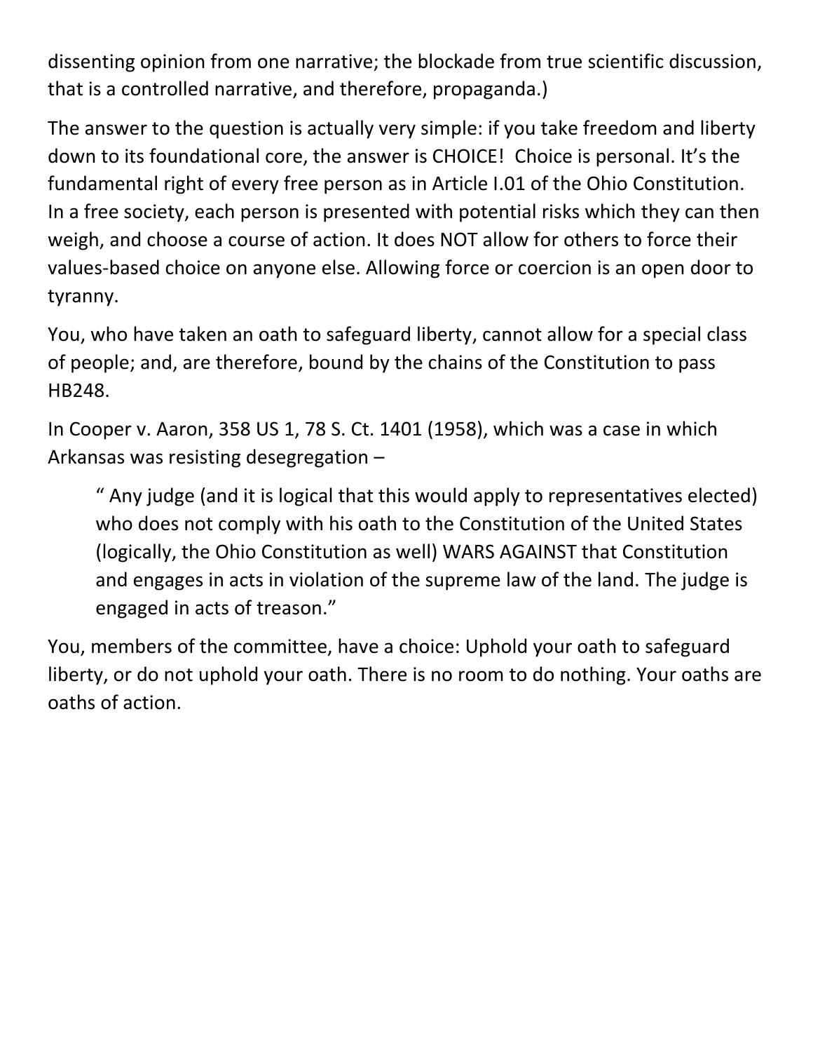dissenting opinion from one narrative; the blockade from true scientific discussion, that is a controlled narrative, and therefore, propaganda.)

The answer to the question is actually very simple: if you take freedom and liberty down to its foundational core, the answer is CHOICE! Choice is personal. It's the fundamental right of every free person as in Article I.01 of the Ohio Constitution. In a free society, each person is presented with potential risks which they can then weigh, and choose a course of action. It does NOT allow for others to force their values-based choice on anyone else. Allowing force or coercion is an open door to tyranny.

You, who have taken an oath to safeguard liberty, cannot allow for a special class of people; and, are therefore, bound by the chains of the Constitution to pass HB248.

In Cooper v. Aaron, 358 US 1, 78 S. Ct. 1401 (1958), which was a case in which Arkansas was resisting desegregation –

> " Any judge (and it is logical that this would apply to representatives elected) who does not comply with his oath to the Constitution of the United States (logically, the Ohio Constitution as well) WARS AGAINST that Constitution and engages in acts in violation of the supreme law of the land. The judge is engaged in acts of treason."

You, members of the committee, have a choice: Uphold your oath to safeguard liberty, or do not uphold your oath. There is no room to do nothing. Your oaths are oaths of action.